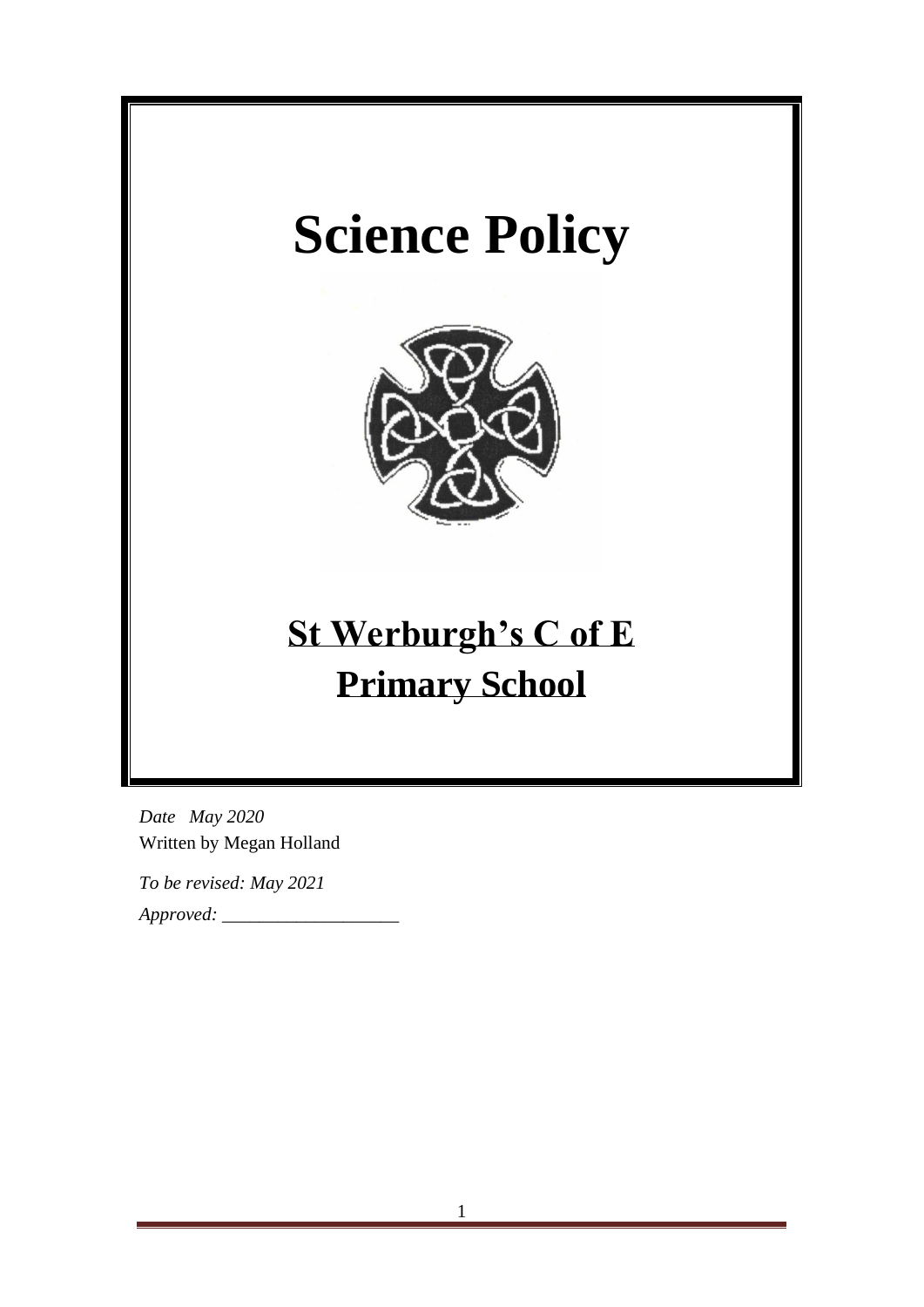# Science Policy

## St Werburgh's C of E Primary School

*Date May 2020*
Written by Megan Holland

*To be revised: May 2021*

*Approved:* ___________________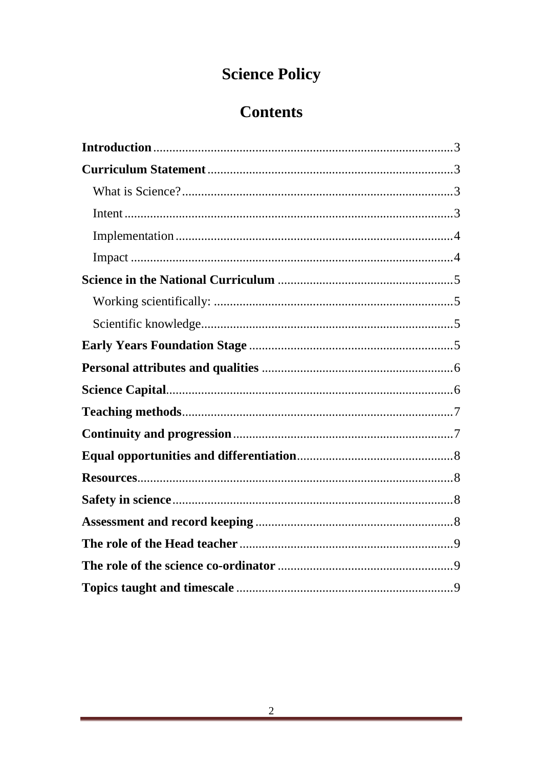# Science Policy

## Contents

**Introduction** .......... 3

**Curriculum Statement** .......... 3

- What is Science? .......... 3
- Intent .......... 3
- Implementation .......... 4
- Impact .......... 4

**Science in the National Curriculum** .......... 5

- Working scientifically: .......... 5
- Scientific knowledge .......... 5

**Early Years Foundation Stage** .......... 5

**Personal attributes and qualities** .......... 6

**Science Capital** .......... 6

**Teaching methods** .......... 7

**Continuity and progression** .......... 7

**Equal opportunities and differentiation** .......... 8

**Resources** .......... 8

**Safety in science** .......... 8

**Assessment and record keeping** .......... 8

**The role of the Head teacher** .......... 9

**The role of the science co-ordinator** .......... 9

**Topics taught and timescale** .......... 9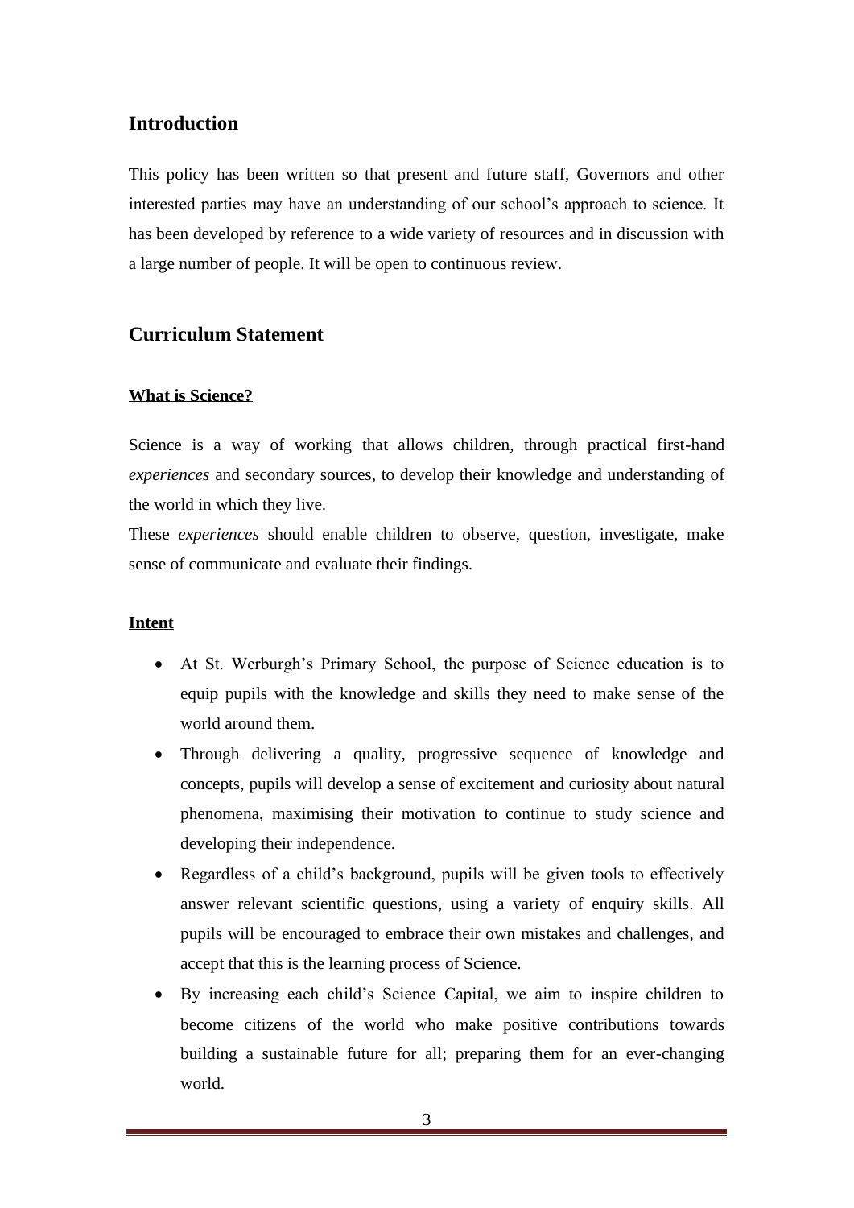## Introduction

This policy has been written so that present and future staff, Governors and other interested parties may have an understanding of our school's approach to science. It has been developed by reference to a wide variety of resources and in discussion with a large number of people. It will be open to continuous review.

## Curriculum Statement

### What is Science?

Science is a way of working that allows children, through practical first-hand *experiences* and secondary sources, to develop their knowledge and understanding of the world in which they live.

These *experiences* should enable children to observe, question, investigate, make sense of communicate and evaluate their findings.

### Intent

- At St. Werburgh's Primary School, the purpose of Science education is to equip pupils with the knowledge and skills they need to make sense of the world around them.
- Through delivering a quality, progressive sequence of knowledge and concepts, pupils will develop a sense of excitement and curiosity about natural phenomena, maximising their motivation to continue to study science and developing their independence.
- Regardless of a child's background, pupils will be given tools to effectively answer relevant scientific questions, using a variety of enquiry skills. All pupils will be encouraged to embrace their own mistakes and challenges, and accept that this is the learning process of Science.
- By increasing each child's Science Capital, we aim to inspire children to become citizens of the world who make positive contributions towards building a sustainable future for all; preparing them for an ever-changing world.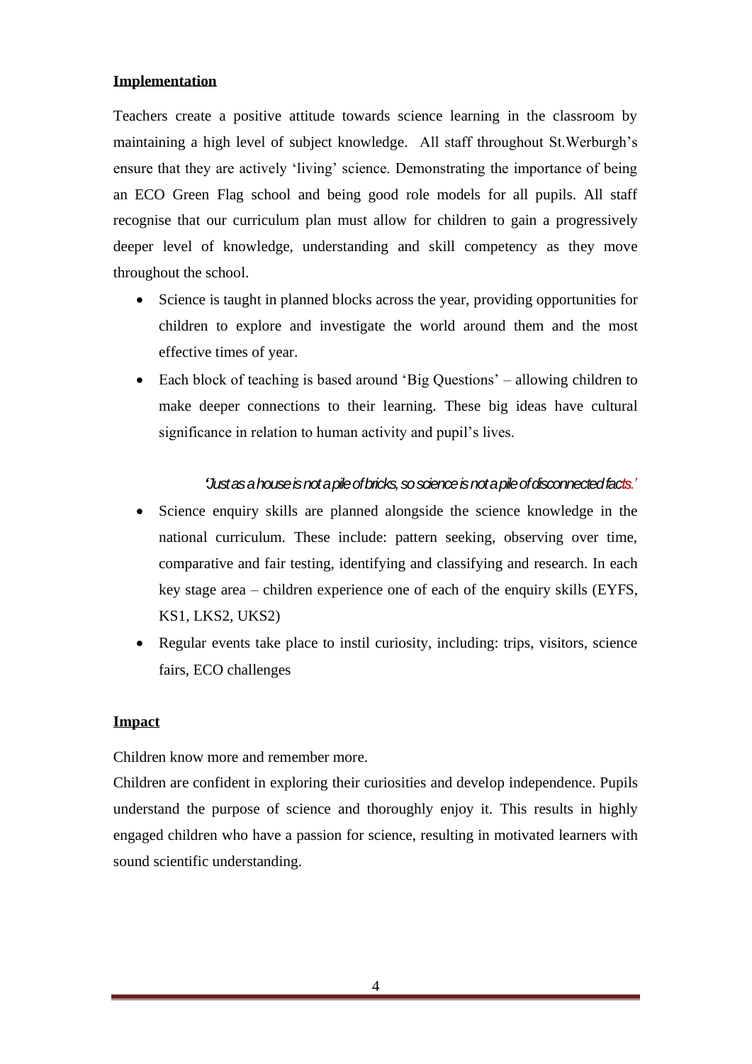**Implementation**

Teachers create a positive attitude towards science learning in the classroom by maintaining a high level of subject knowledge. All staff throughout St.Werburgh's ensure that they are actively 'living' science. Demonstrating the importance of being an ECO Green Flag school and being good role models for all pupils. All staff recognise that our curriculum plan must allow for children to gain a progressively deeper level of knowledge, understanding and skill competency as they move throughout the school.

- Science is taught in planned blocks across the year, providing opportunities for children to explore and investigate the world around them and the most effective times of year.
- Each block of teaching is based around 'Big Questions' – allowing children to make deeper connections to their learning. These big ideas have cultural significance in relation to human activity and pupil's lives.

*'Just as a house is not a pile of bricks, so science is not a pile of disconnected facts.'*

- Science enquiry skills are planned alongside the science knowledge in the national curriculum. These include: pattern seeking, observing over time, comparative and fair testing, identifying and classifying and research. In each key stage area – children experience one of each of the enquiry skills (EYFS, KS1, LKS2, UKS2)
- Regular events take place to instil curiosity, including: trips, visitors, science fairs, ECO challenges

**Impact**

Children know more and remember more.

Children are confident in exploring their curiosities and develop independence. Pupils understand the purpose of science and thoroughly enjoy it. This results in highly engaged children who have a passion for science, resulting in motivated learners with sound scientific understanding.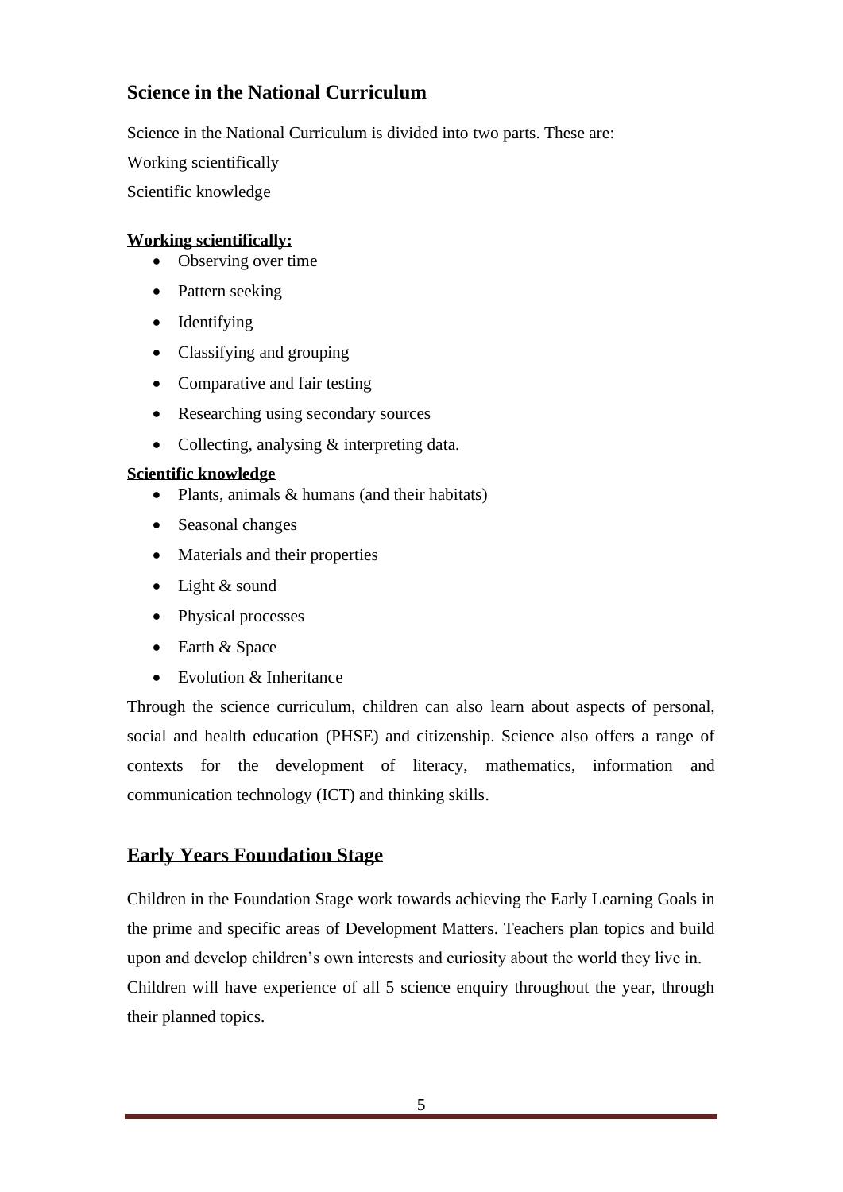## Science in the National Curriculum

Science in the National Curriculum is divided into two parts. These are:

Working scientifically

Scientific knowledge

**Working scientifically:**

- Observing over time
- Pattern seeking
- Identifying
- Classifying and grouping
- Comparative and fair testing
- Researching using secondary sources
- Collecting, analysing & interpreting data.

**Scientific knowledge**

- Plants, animals & humans (and their habitats)
- Seasonal changes
- Materials and their properties
- Light & sound
- Physical processes
- Earth & Space
- Evolution & Inheritance

Through the science curriculum, children can also learn about aspects of personal, social and health education (PHSE) and citizenship. Science also offers a range of contexts for the development of literacy, mathematics, information and communication technology (ICT) and thinking skills.

## Early Years Foundation Stage

Children in the Foundation Stage work towards achieving the Early Learning Goals in the prime and specific areas of Development Matters. Teachers plan topics and build upon and develop children's own interests and curiosity about the world they live in. Children will have experience of all 5 science enquiry throughout the year, through their planned topics.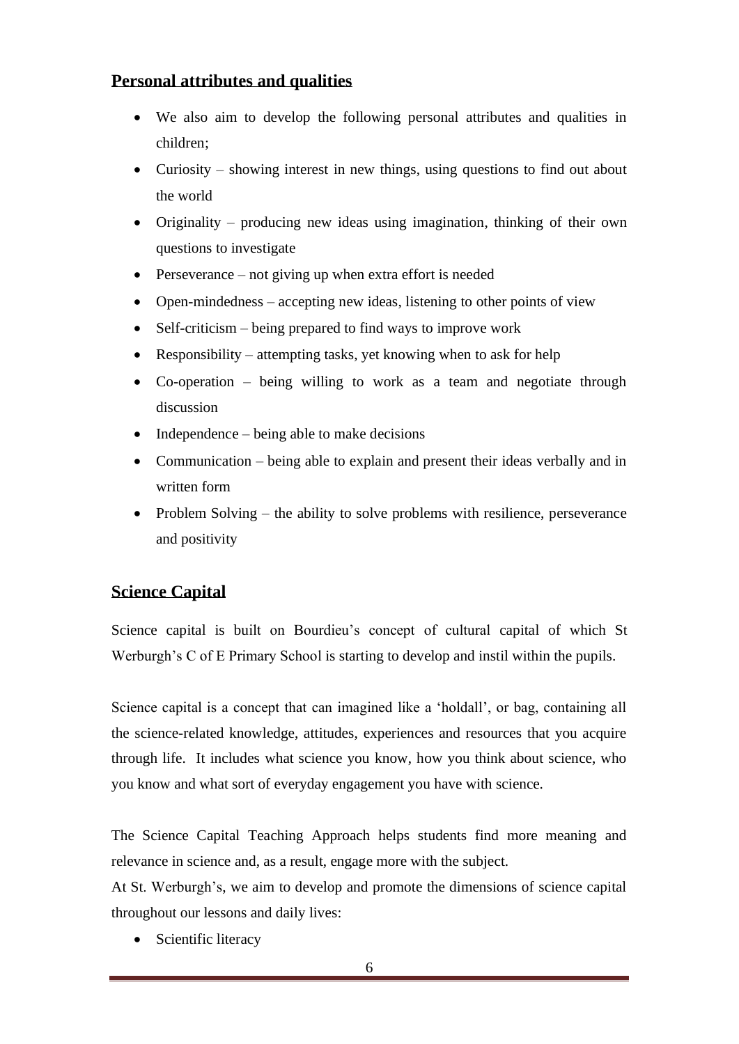## Personal attributes and qualities

- We also aim to develop the following personal attributes and qualities in children;
- Curiosity – showing interest in new things, using questions to find out about the world
- Originality – producing new ideas using imagination, thinking of their own questions to investigate
- Perseverance – not giving up when extra effort is needed
- Open-mindedness – accepting new ideas, listening to other points of view
- Self-criticism – being prepared to find ways to improve work
- Responsibility – attempting tasks, yet knowing when to ask for help
- Co-operation – being willing to work as a team and negotiate through discussion
- Independence – being able to make decisions
- Communication – being able to explain and present their ideas verbally and in written form
- Problem Solving – the ability to solve problems with resilience, perseverance and positivity

## Science Capital

Science capital is built on Bourdieu's concept of cultural capital of which St Werburgh's C of E Primary School is starting to develop and instil within the pupils.

Science capital is a concept that can imagined like a 'holdall', or bag, containing all the science-related knowledge, attitudes, experiences and resources that you acquire through life. It includes what science you know, how you think about science, who you know and what sort of everyday engagement you have with science.

The Science Capital Teaching Approach helps students find more meaning and relevance in science and, as a result, engage more with the subject.

At St. Werburgh's, we aim to develop and promote the dimensions of science capital throughout our lessons and daily lives:

- Scientific literacy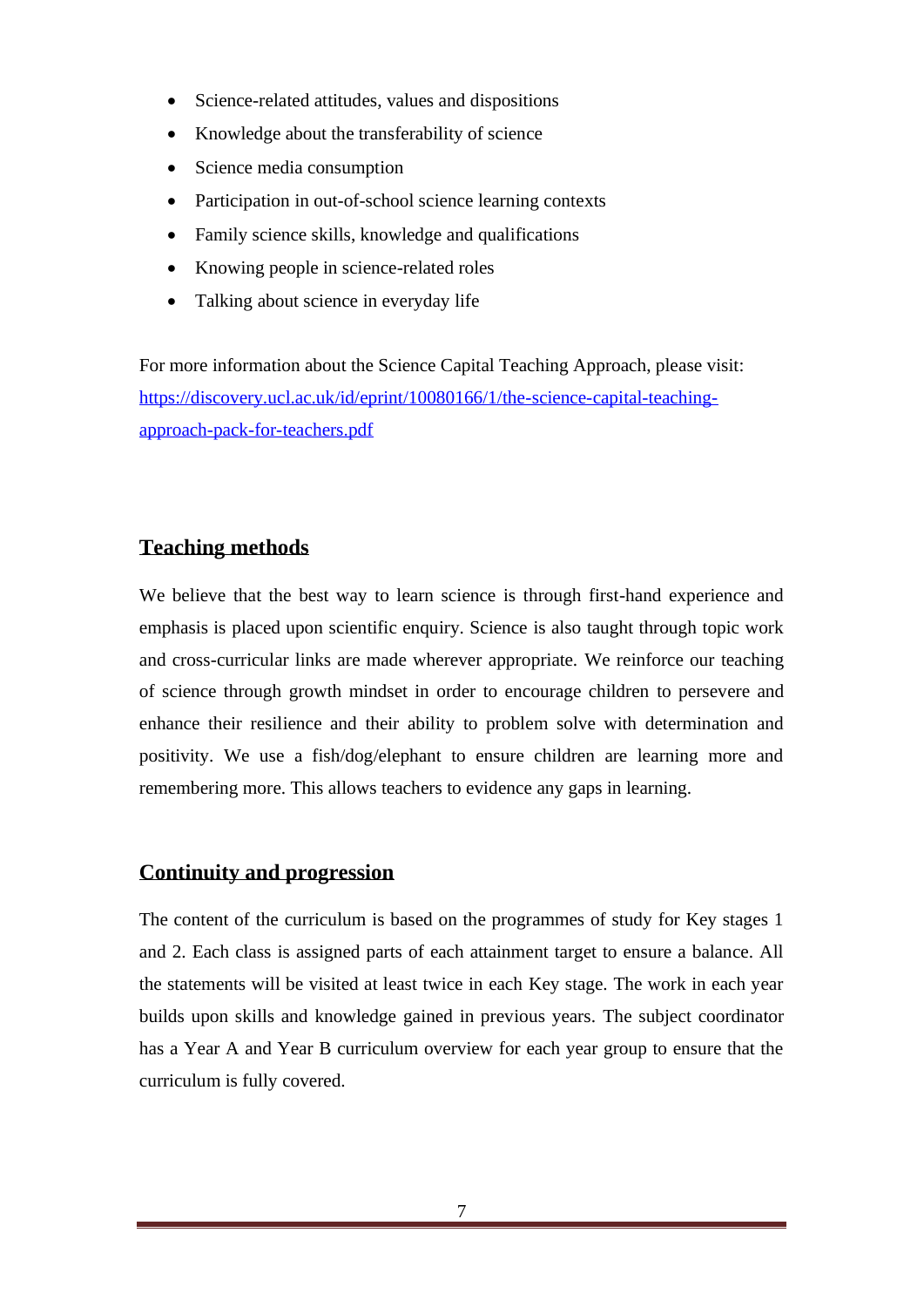- Science-related attitudes, values and dispositions
- Knowledge about the transferability of science
- Science media consumption
- Participation in out-of-school science learning contexts
- Family science skills, knowledge and qualifications
- Knowing people in science-related roles
- Talking about science in everyday life

For more information about the Science Capital Teaching Approach, please visit: [https://discovery.ucl.ac.uk/id/eprint/10080166/1/the-science-capital-teaching-approach-pack-for-teachers.pdf](https://discovery.ucl.ac.uk/id/eprint/10080166/1/the-science-capital-teaching-approach-pack-for-teachers.pdf)

## Teaching methods

We believe that the best way to learn science is through first-hand experience and emphasis is placed upon scientific enquiry. Science is also taught through topic work and cross-curricular links are made wherever appropriate. We reinforce our teaching of science through growth mindset in order to encourage children to persevere and enhance their resilience and their ability to problem solve with determination and positivity. We use a fish/dog/elephant to ensure children are learning more and remembering more. This allows teachers to evidence any gaps in learning.

## Continuity and progression

The content of the curriculum is based on the programmes of study for Key stages 1 and 2. Each class is assigned parts of each attainment target to ensure a balance. All the statements will be visited at least twice in each Key stage. The work in each year builds upon skills and knowledge gained in previous years. The subject coordinator has a Year A and Year B curriculum overview for each year group to ensure that the curriculum is fully covered.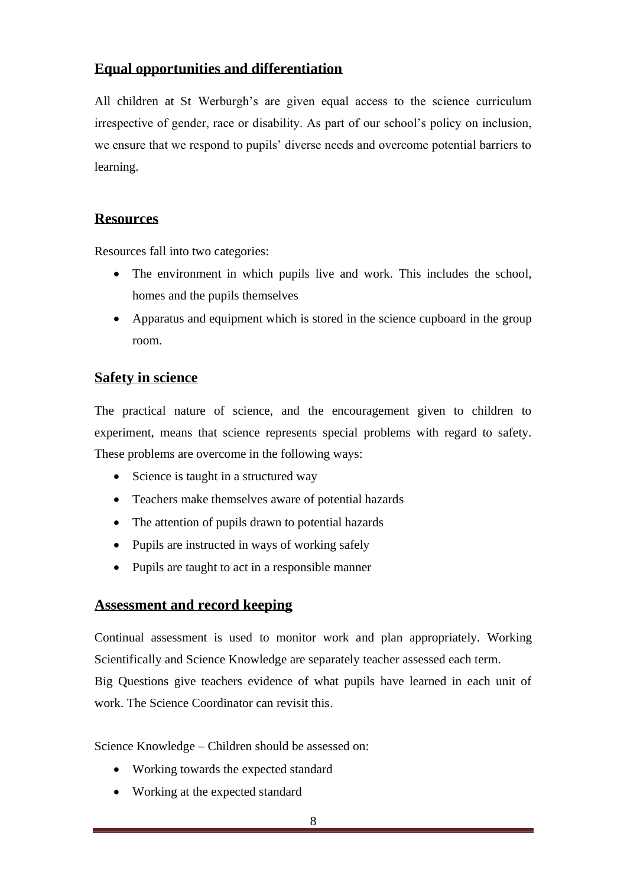## Equal opportunities and differentiation

All children at St Werburgh's are given equal access to the science curriculum irrespective of gender, race or disability. As part of our school's policy on inclusion, we ensure that we respond to pupils' diverse needs and overcome potential barriers to learning.

## Resources

Resources fall into two categories:

- The environment in which pupils live and work. This includes the school, homes and the pupils themselves
- Apparatus and equipment which is stored in the science cupboard in the group room.

## Safety in science

The practical nature of science, and the encouragement given to children to experiment, means that science represents special problems with regard to safety. These problems are overcome in the following ways:

- Science is taught in a structured way
- Teachers make themselves aware of potential hazards
- The attention of pupils drawn to potential hazards
- Pupils are instructed in ways of working safely
- Pupils are taught to act in a responsible manner

## Assessment and record keeping

Continual assessment is used to monitor work and plan appropriately. Working Scientifically and Science Knowledge are separately teacher assessed each term.
Big Questions give teachers evidence of what pupils have learned in each unit of work. The Science Coordinator can revisit this.

Science Knowledge – Children should be assessed on:

- Working towards the expected standard
- Working at the expected standard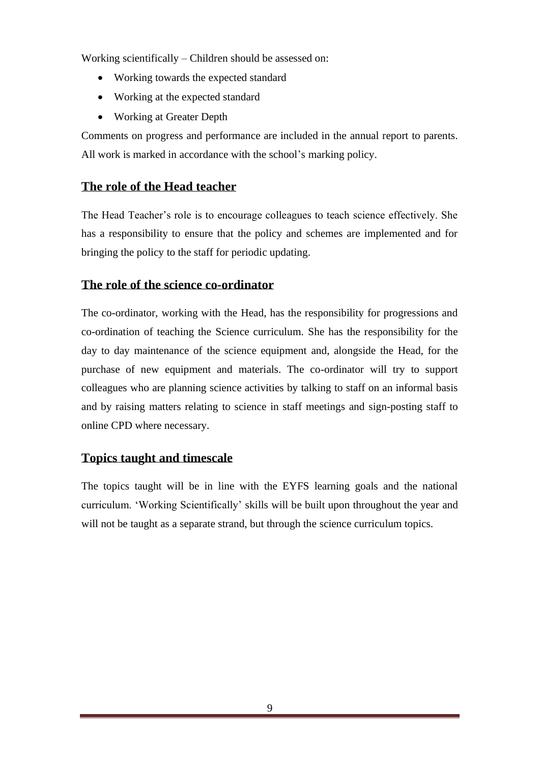Working scientifically – Children should be assessed on:

- Working towards the expected standard
- Working at the expected standard
- Working at Greater Depth

Comments on progress and performance are included in the annual report to parents. All work is marked in accordance with the school's marking policy.

## The role of the Head teacher

The Head Teacher's role is to encourage colleagues to teach science effectively. She has a responsibility to ensure that the policy and schemes are implemented and for bringing the policy to the staff for periodic updating.

## The role of the science co-ordinator

The co-ordinator, working with the Head, has the responsibility for progressions and co-ordination of teaching the Science curriculum. She has the responsibility for the day to day maintenance of the science equipment and, alongside the Head, for the purchase of new equipment and materials. The co-ordinator will try to support colleagues who are planning science activities by talking to staff on an informal basis and by raising matters relating to science in staff meetings and sign-posting staff to online CPD where necessary.

## Topics taught and timescale

The topics taught will be in line with the EYFS learning goals and the national curriculum. 'Working Scientifically' skills will be built upon throughout the year and will not be taught as a separate strand, but through the science curriculum topics.